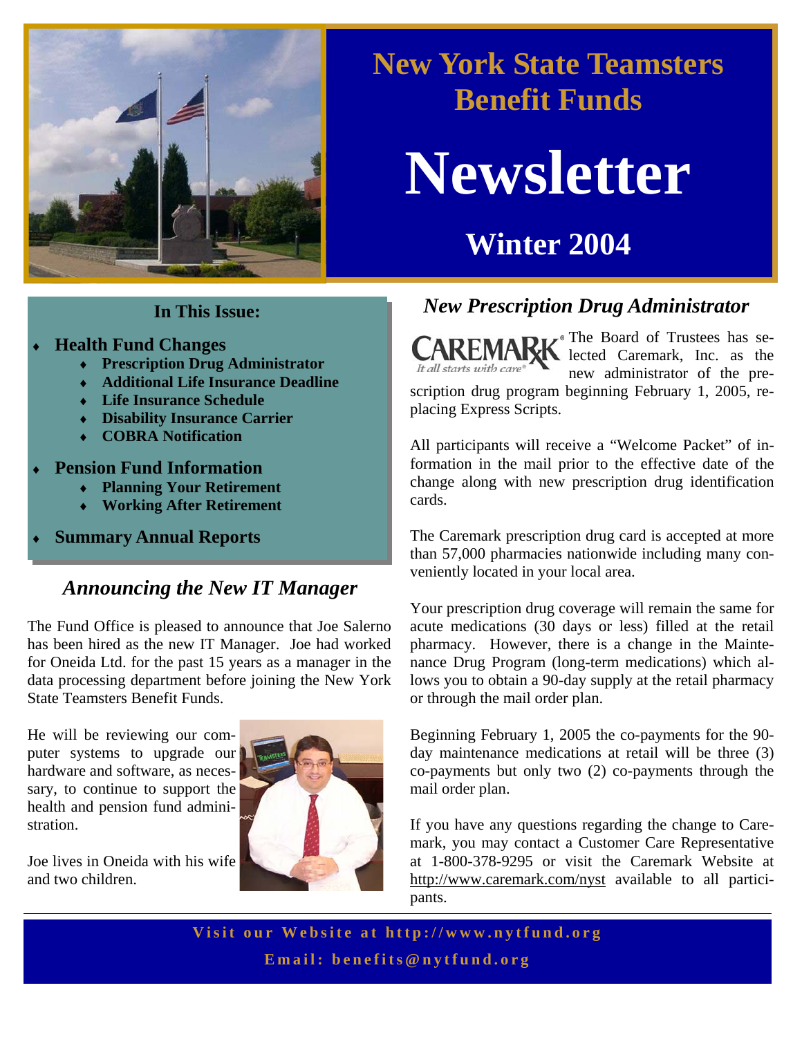# New York State Teamsters Benefit Funds

# Newsletter

## Winter 2004

### In This Issue:

- **Health Fund Changes**
  - **Prescription Drug Administrator**
  - **Additional Life Insurance Deadline**
  - **Life Insurance Schedule**
  - **Disability Insurance Carrier**
  - **COBRA Notification**
- **Pension Fund Information**
  - **Planning Your Retirement**
  - **Working After Retirement**
- **Summary Annual Reports**

## *Announcing the New IT Manager*

The Fund Office is pleased to announce that Joe Salerno has been hired as the new IT Manager. Joe had worked for Oneida Ltd. for the past 15 years as a manager in the data processing department before joining the New York State Teamsters Benefit Funds.

He will be reviewing our computer systems to upgrade our hardware and software, as necessary, to continue to support the health and pension fund administration.

Joe lives in Oneida with his wife and two children.

## *New Prescription Drug Administrator*

The Board of Trustees has selected Caremark, Inc. as the new administrator of the prescription drug program beginning February 1, 2005, replacing Express Scripts.

All participants will receive a "Welcome Packet" of information in the mail prior to the effective date of the change along with new prescription drug identification cards.

The Caremark prescription drug card is accepted at more than 57,000 pharmacies nationwide including many conveniently located in your local area.

Your prescription drug coverage will remain the same for acute medications (30 days or less) filled at the retail pharmacy. However, there is a change in the Maintenance Drug Program (long-term medications) which allows you to obtain a 90-day supply at the retail pharmacy or through the mail order plan.

Beginning February 1, 2005 the co-payments for the 90-day maintenance medications at retail will be three (3) co-payments but only two (2) co-payments through the mail order plan.

If you have any questions regarding the change to Caremark, you may contact a Customer Care Representative at 1-800-378-9295 or visit the Caremark Website at http://www.caremark.com/nyst available to all participants.

**Visit our Website at http://www.nytfund.org**

**Email: benefits@nytfund.org**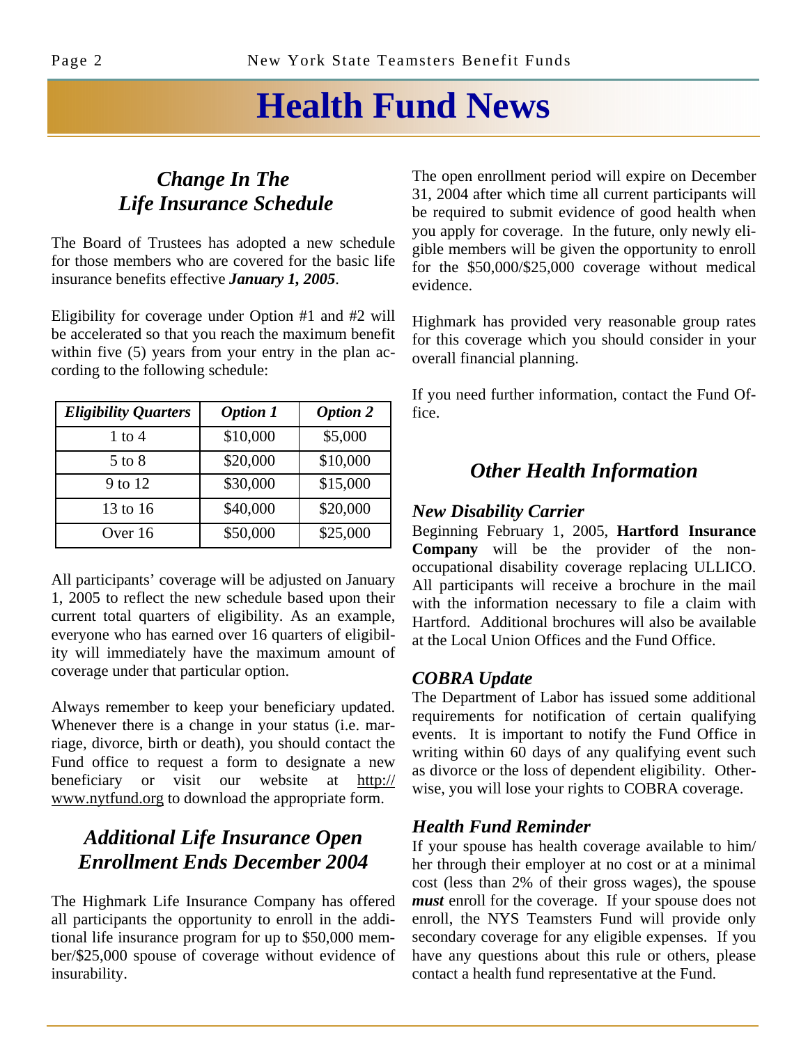# Health Fund News

## *Change In The Life Insurance Schedule*

The Board of Trustees has adopted a new schedule for those members who are covered for the basic life insurance benefits effective ***January 1, 2005***.

Eligibility for coverage under Option #1 and #2 will be accelerated so that you reach the maximum benefit within five (5) years from your entry in the plan according to the following schedule:

| *Eligibility Quarters* | *Option 1* | *Option 2* |
|---|---|---|
| 1 to 4 | $10,000 | $5,000 |
| 5 to 8 | $20,000 | $10,000 |
| 9 to 12 | $30,000 | $15,000 |
| 13 to 16 | $40,000 | $20,000 |
| Over 16 | $50,000 | $25,000 |

All participants' coverage will be adjusted on January 1, 2005 to reflect the new schedule based upon their current total quarters of eligibility. As an example, everyone who has earned over 16 quarters of eligibility will immediately have the maximum amount of coverage under that particular option.

Always remember to keep your beneficiary updated. Whenever there is a change in your status (i.e. marriage, divorce, birth or death), you should contact the Fund office to request a form to designate a new beneficiary or visit our website at http://www.nytfund.org to download the appropriate form.

## *Additional Life Insurance Open Enrollment Ends December 2004*

The Highmark Life Insurance Company has offered all participants the opportunity to enroll in the additional life insurance program for up to $50,000 member/$25,000 spouse of coverage without evidence of insurability.

The open enrollment period will expire on December 31, 2004 after which time all current participants will be required to submit evidence of good health when you apply for coverage. In the future, only newly eligible members will be given the opportunity to enroll for the $50,000/$25,000 coverage without medical evidence.

Highmark has provided very reasonable group rates for this coverage which you should consider in your overall financial planning.

If you need further information, contact the Fund Office.

## *Other Health Information*

### *New Disability Carrier*

Beginning February 1, 2005, **Hartford Insurance Company** will be the provider of the non-occupational disability coverage replacing ULLICO. All participants will receive a brochure in the mail with the information necessary to file a claim with Hartford. Additional brochures will also be available at the Local Union Offices and the Fund Office.

### *COBRA Update*

The Department of Labor has issued some additional requirements for notification of certain qualifying events. It is important to notify the Fund Office in writing within 60 days of any qualifying event such as divorce or the loss of dependent eligibility. Otherwise, you will lose your rights to COBRA coverage.

### *Health Fund Reminder*

If your spouse has health coverage available to him/her through their employer at no cost or at a minimal cost (less than 2% of their gross wages), the spouse ***must*** enroll for the coverage. If your spouse does not enroll, the NYS Teamsters Fund will provide only secondary coverage for any eligible expenses. If you have any questions about this rule or others, please contact a health fund representative at the Fund.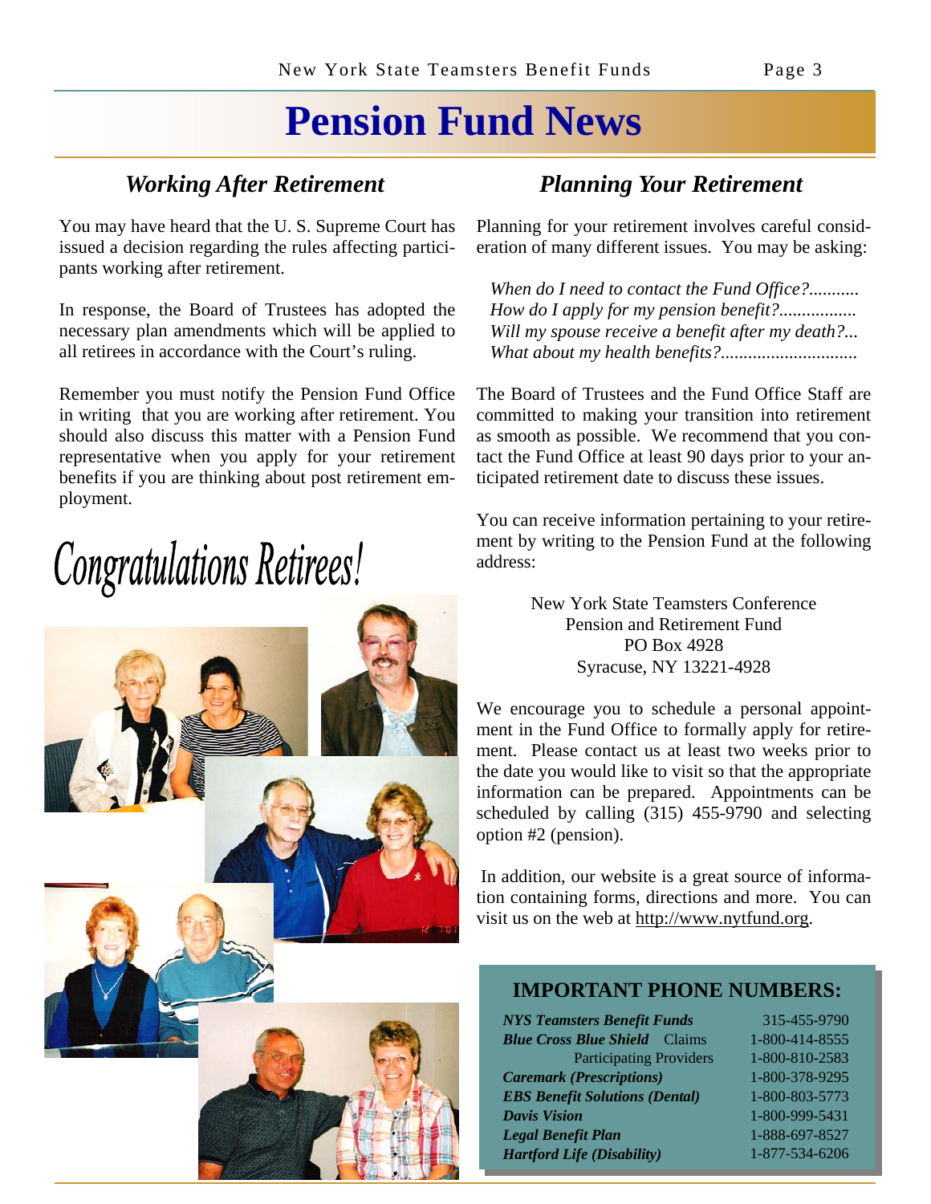# Pension Fund News

## *Working After Retirement*

You may have heard that the U. S. Supreme Court has issued a decision regarding the rules affecting participants working after retirement.

In response, the Board of Trustees has adopted the necessary plan amendments which will be applied to all retirees in accordance with the Court's ruling.

Remember you must notify the Pension Fund Office in writing that you are working after retirement. You should also discuss this matter with a Pension Fund representative when you apply for your retirement benefits if you are thinking about post retirement employment.

## Congratulations Retirees!

## *Planning Your Retirement*

Planning for your retirement involves careful consideration of many different issues. You may be asking:

*When do I need to contact the Fund Office?...........*
*How do I apply for my pension benefit?.................*
*Will my spouse receive a benefit after my death?...*
*What about my health benefits?..............................*

The Board of Trustees and the Fund Office Staff are committed to making your transition into retirement as smooth as possible. We recommend that you contact the Fund Office at least 90 days prior to your anticipated retirement date to discuss these issues.

You can receive information pertaining to your retirement by writing to the Pension Fund at the following address:

New York State Teamsters Conference
Pension and Retirement Fund
PO Box 4928
Syracuse, NY 13221-4928

We encourage you to schedule a personal appointment in the Fund Office to formally apply for retirement. Please contact us at least two weeks prior to the date you would like to visit so that the appropriate information can be prepared. Appointments can be scheduled by calling (315) 455-9790 and selecting option #2 (pension).

In addition, our website is a great source of information containing forms, directions and more. You can visit us on the web at http://www.nytfund.org.

### IMPORTANT PHONE NUMBERS:

| | |
|---|---|
| ***NYS Teamsters Benefit Funds*** | 315-455-9790 |
| ***Blue Cross Blue Shield*** Claims | 1-800-414-8555 |
| Participating Providers | 1-800-810-2583 |
| ***Caremark (Prescriptions)*** | 1-800-378-9295 |
| ***EBS Benefit Solutions (Dental)*** | 1-800-803-5773 |
| ***Davis Vision*** | 1-800-999-5431 |
| ***Legal Benefit Plan*** | 1-888-697-8527 |
| ***Hartford Life (Disability)*** | 1-877-534-6206 |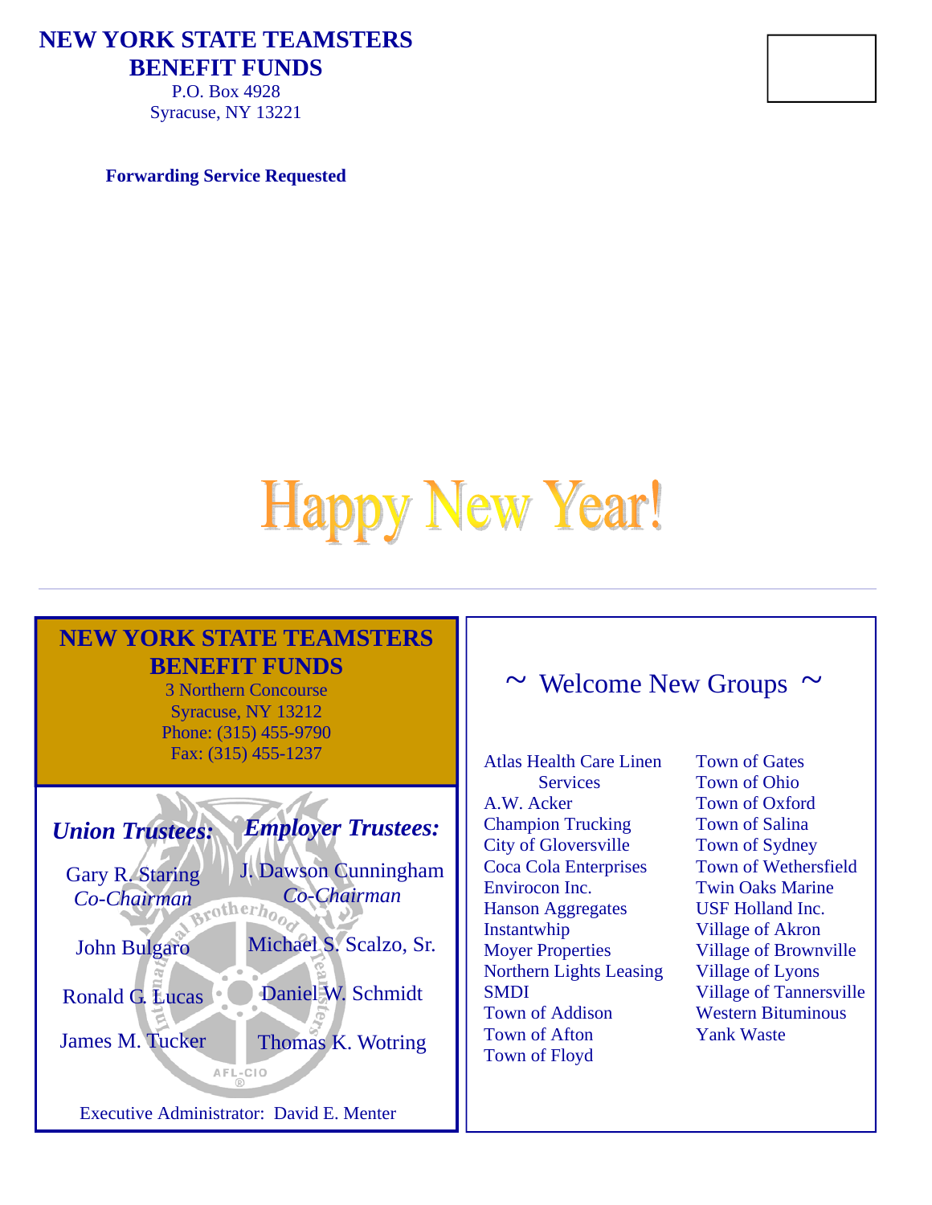**NEW YORK STATE TEAMSTERS BENEFIT FUNDS**
P.O. Box 4928
Syracuse, NY 13221

**Forwarding Service Requested**

# Happy New Year!

## NEW YORK STATE TEAMSTERS BENEFIT FUNDS

3 Northern Concourse
Syracuse, NY 13212
Phone: (315) 455-9790
Fax: (315) 455-1237

***Union Trustees:***

Gary R. Staring
*Co-Chairman*

John Bulgaro

Ronald G. Lucas

James M. Tucker

***Employer Trustees:***

J. Dawson Cunningham
*Co-Chairman*

Michael S. Scalzo, Sr.

Daniel W. Schmidt

Thomas K. Wotring

Executive Administrator: David E. Menter

## ~ Welcome New Groups ~

Atlas Health Care Linen Services
A.W. Acker
Champion Trucking
City of Gloversville
Coca Cola Enterprises
Envirocon Inc.
Hanson Aggregates
Instantwhip
Moyer Properties
Northern Lights Leasing
SMDI
Town of Addison
Town of Afton
Town of Floyd
Town of Gates
Town of Ohio
Town of Oxford
Town of Salina
Town of Sydney
Town of Wethersfield
Twin Oaks Marine
USF Holland Inc.
Village of Akron
Village of Brownville
Village of Lyons
Village of Tannersville
Western Bituminous
Yank Waste